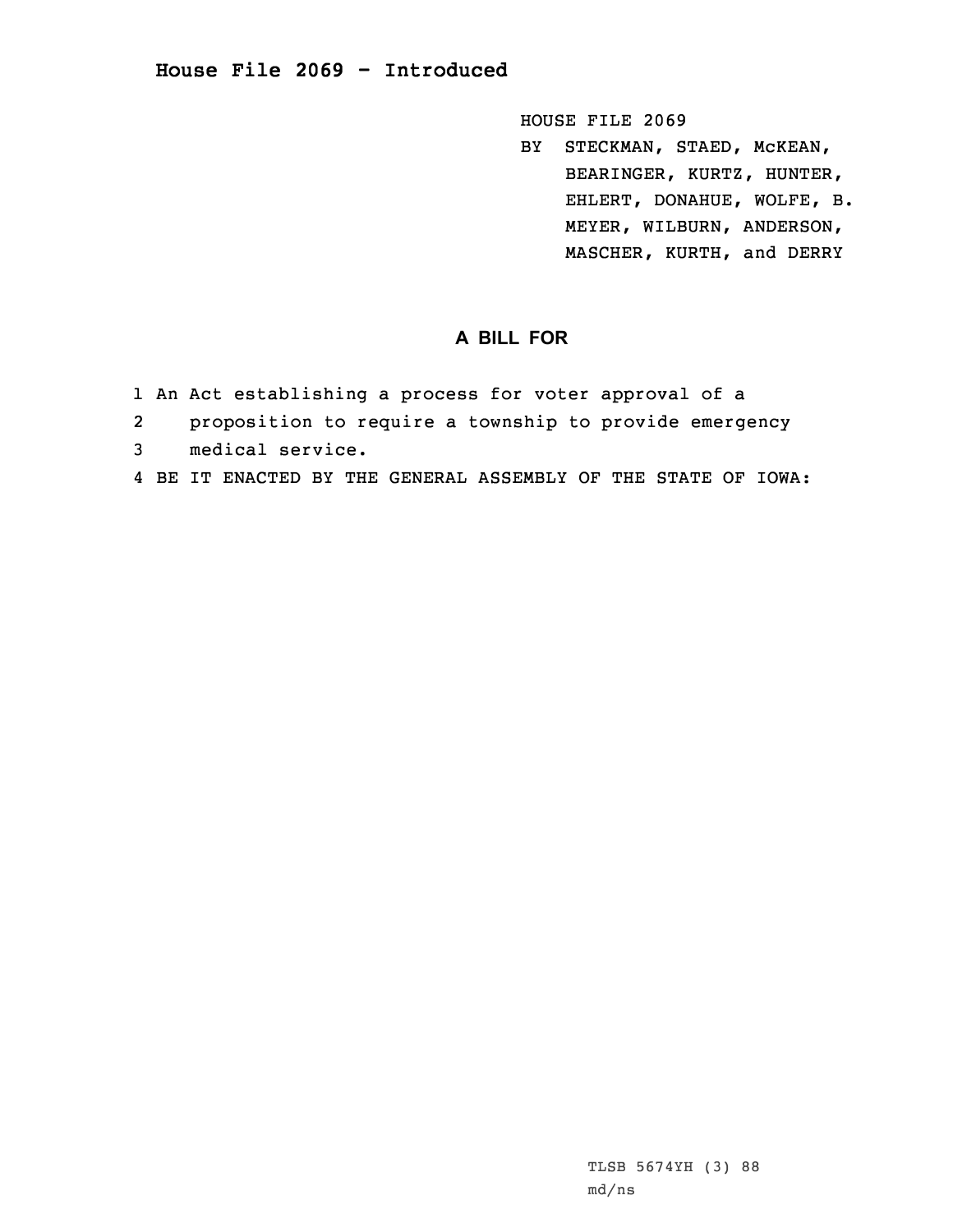# House File 2069 - Introduced

HOUSE FILE 2069

BY STECKMAN, STAED, McKEAN, BEARINGER, KURTZ, HUNTER, EHLERT, DONAHUE, WOLFE, B. MEYER, WILBURN, ANDERSON, MASCHER, KURTH, and DERRY

## A BILL FOR

1 An Act establishing a process for voter approval of a
2 proposition to require a township to provide emergency
3 medical service.
4 BE IT ENACTED BY THE GENERAL ASSEMBLY OF THE STATE OF IOWA:

TLSB 5674YH (3) 88
md/ns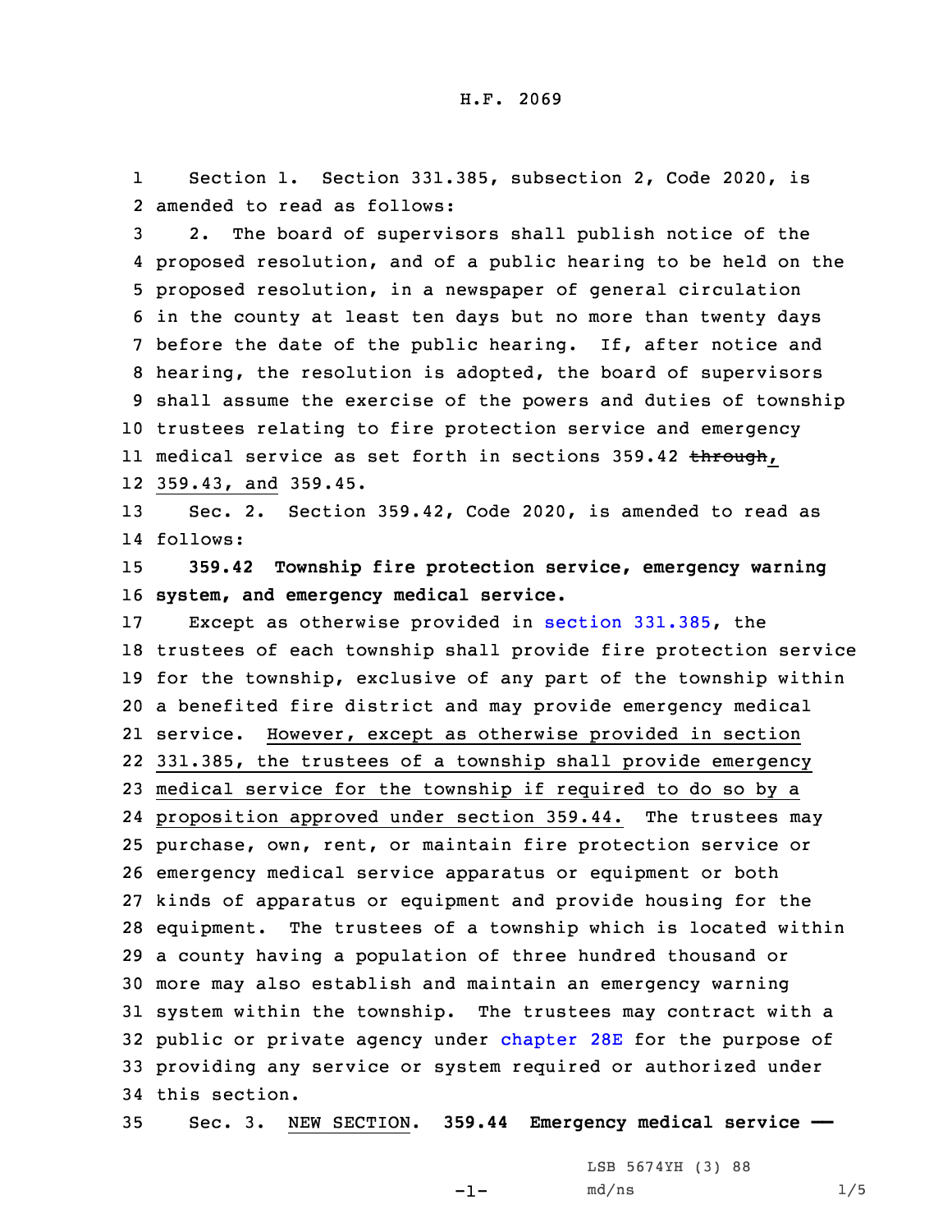Section 1. Section 331.385, subsection 2, Code 2020, is amended to read as follows:

2. The board of supervisors shall publish notice of the proposed resolution, and of a public hearing to be held on the proposed resolution, in a newspaper of general circulation in the county at least ten days but no more than twenty days before the date of the public hearing. If, after notice and hearing, the resolution is adopted, the board of supervisors shall assume the exercise of the powers and duties of township trustees relating to fire protection service and emergency medical service as set forth in sections 359.42 ~~through~~, 359.43, and 359.45.

Sec. 2. Section 359.42, Code 2020, is amended to read as follows:

**359.42 Township fire protection service, emergency warning system, and emergency medical service.**

Except as otherwise provided in section 331.385, the trustees of each township shall provide fire protection service for the township, exclusive of any part of the township within a benefited fire district and may provide emergency medical service. However, except as otherwise provided in section 331.385, the trustees of a township shall provide emergency medical service for the township if required to do so by a proposition approved under section 359.44. The trustees may purchase, own, rent, or maintain fire protection service or emergency medical service apparatus or equipment or both kinds of apparatus or equipment and provide housing for the equipment. The trustees of a township which is located within a county having a population of three hundred thousand or more may also establish and maintain an emergency warning system within the township. The trustees may contract with a public or private agency under chapter 28E for the purpose of providing any service or system required or authorized under this section.

Sec. 3. NEW SECTION. **359.44 Emergency medical service —**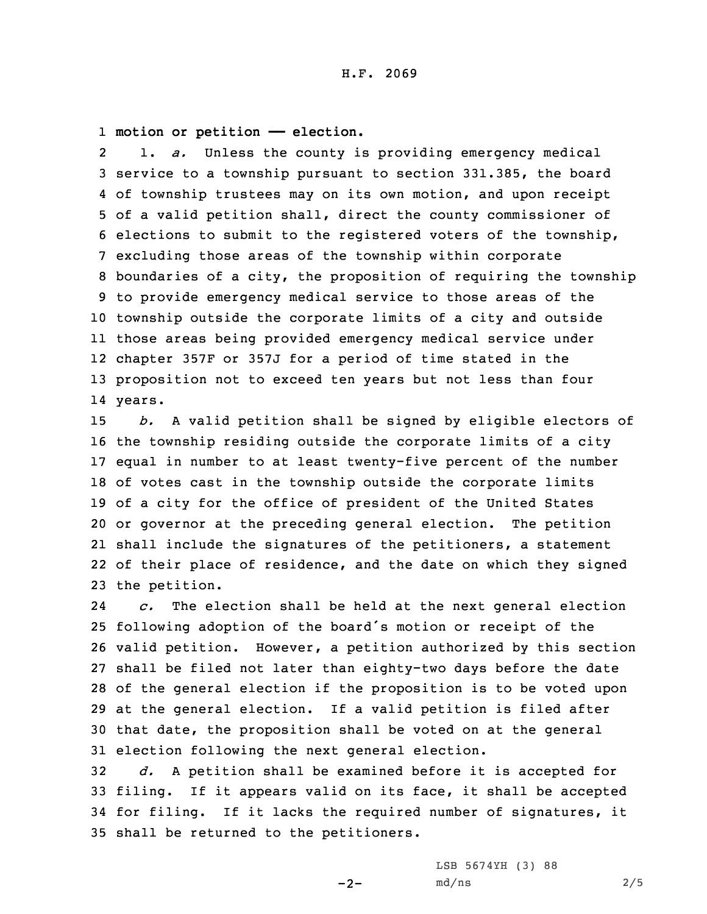**motion or petition —— election.**

1. *a.* Unless the county is providing emergency medical service to a township pursuant to section 331.385, the board of township trustees may on its own motion, and upon receipt of a valid petition shall, direct the county commissioner of elections to submit to the registered voters of the township, excluding those areas of the township within corporate boundaries of a city, the proposition of requiring the township to provide emergency medical service to those areas of the township outside the corporate limits of a city and outside those areas being provided emergency medical service under chapter 357F or 357J for a period of time stated in the proposition not to exceed ten years but not less than four years.

*b.* A valid petition shall be signed by eligible electors of the township residing outside the corporate limits of a city equal in number to at least twenty-five percent of the number of votes cast in the township outside the corporate limits of a city for the office of president of the United States or governor at the preceding general election. The petition shall include the signatures of the petitioners, a statement of their place of residence, and the date on which they signed the petition.

*c.* The election shall be held at the next general election following adoption of the board's motion or receipt of the valid petition. However, a petition authorized by this section shall be filed not later than eighty-two days before the date of the general election if the proposition is to be voted upon at the general election. If a valid petition is filed after that date, the proposition shall be voted on at the general election following the next general election.

*d.* A petition shall be examined before it is accepted for filing. If it appears valid on its face, it shall be accepted for filing. If it lacks the required number of signatures, it shall be returned to the petitioners.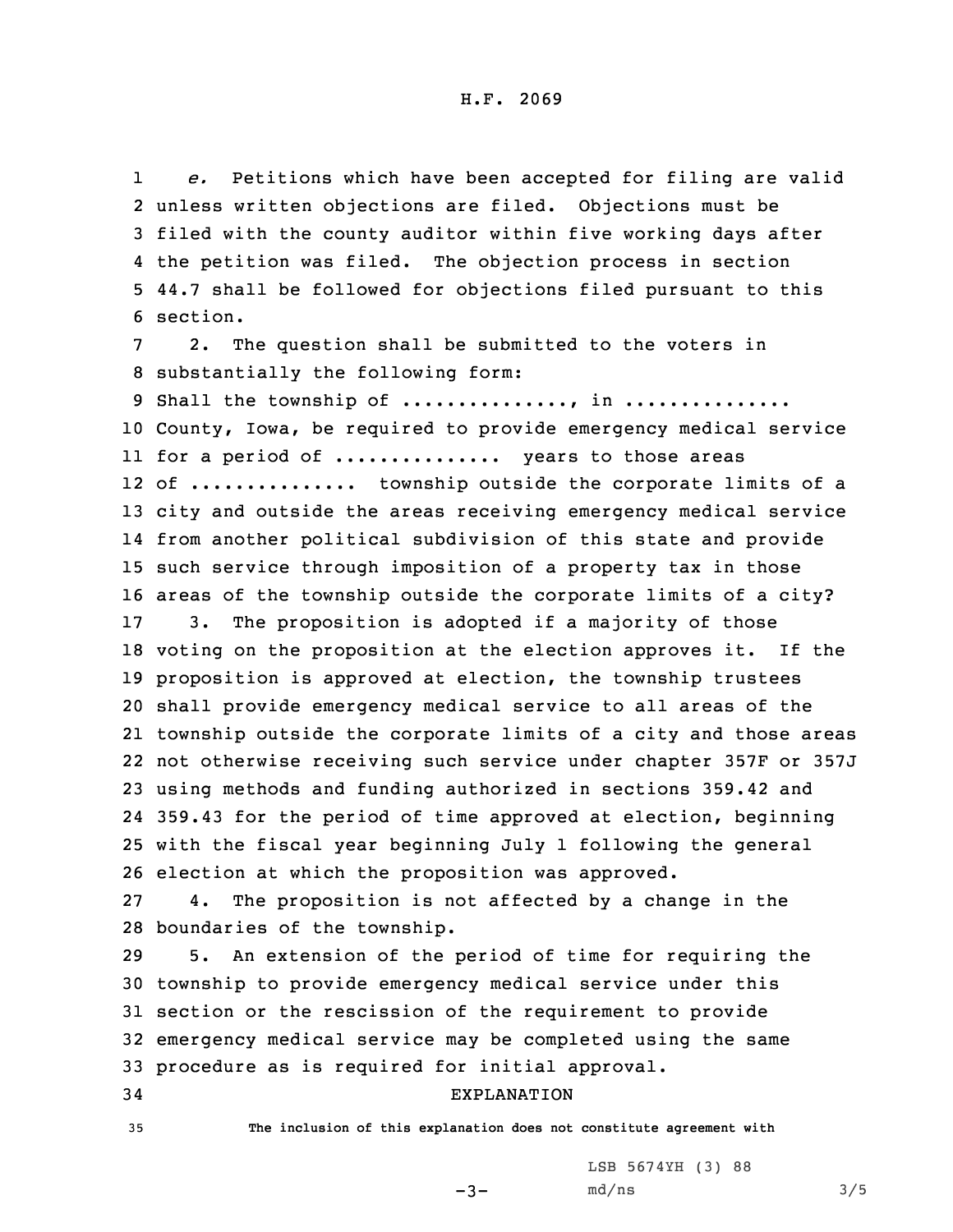*e.* Petitions which have been accepted for filing are valid unless written objections are filed. Objections must be filed with the county auditor within five working days after the petition was filed. The objection process in section 44.7 shall be followed for objections filed pursuant to this section.

2. The question shall be submitted to the voters in substantially the following form:

Shall the township of ..............., in .............. County, Iowa, be required to provide emergency medical service for a period of .............. years to those areas of .............. township outside the corporate limits of a city and outside the areas receiving emergency medical service from another political subdivision of this state and provide such service through imposition of a property tax in those areas of the township outside the corporate limits of a city?

3. The proposition is adopted if a majority of those voting on the proposition at the election approves it. If the proposition is approved at election, the township trustees shall provide emergency medical service to all areas of the township outside the corporate limits of a city and those areas not otherwise receiving such service under chapter 357F or 357J using methods and funding authorized in sections 359.42 and 359.43 for the period of time approved at election, beginning with the fiscal year beginning July 1 following the general election at which the proposition was approved.

4. The proposition is not affected by a change in the boundaries of the township.

5. An extension of the period of time for requiring the township to provide emergency medical service under this section or the rescission of the requirement to provide emergency medical service may be completed using the same procedure as is required for initial approval.

EXPLANATION

The inclusion of this explanation does not constitute agreement with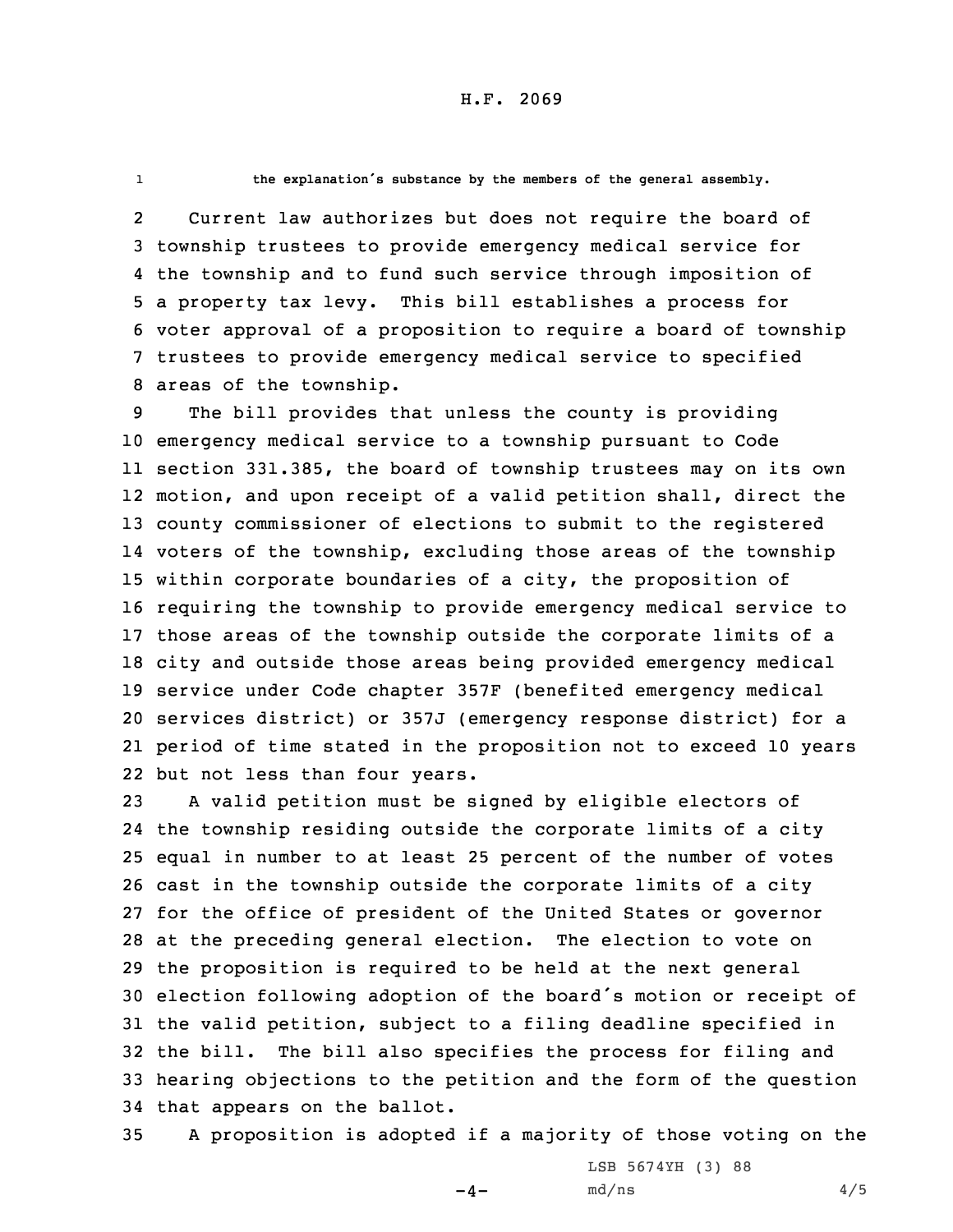the explanation's substance by the members of the general assembly.

Current law authorizes but does not require the board of township trustees to provide emergency medical service for the township and to fund such service through imposition of a property tax levy. This bill establishes a process for voter approval of a proposition to require a board of township trustees to provide emergency medical service to specified areas of the township.

The bill provides that unless the county is providing emergency medical service to a township pursuant to Code section 331.385, the board of township trustees may on its own motion, and upon receipt of a valid petition shall, direct the county commissioner of elections to submit to the registered voters of the township, excluding those areas of the township within corporate boundaries of a city, the proposition of requiring the township to provide emergency medical service to those areas of the township outside the corporate limits of a city and outside those areas being provided emergency medical service under Code chapter 357F (benefited emergency medical services district) or 357J (emergency response district) for a period of time stated in the proposition not to exceed 10 years but not less than four years.

A valid petition must be signed by eligible electors of the township residing outside the corporate limits of a city equal in number to at least 25 percent of the number of votes cast in the township outside the corporate limits of a city for the office of president of the United States or governor at the preceding general election. The election to vote on the proposition is required to be held at the next general election following adoption of the board's motion or receipt of the valid petition, subject to a filing deadline specified in the bill. The bill also specifies the process for filing and hearing objections to the petition and the form of the question that appears on the ballot.

A proposition is adopted if a majority of those voting on the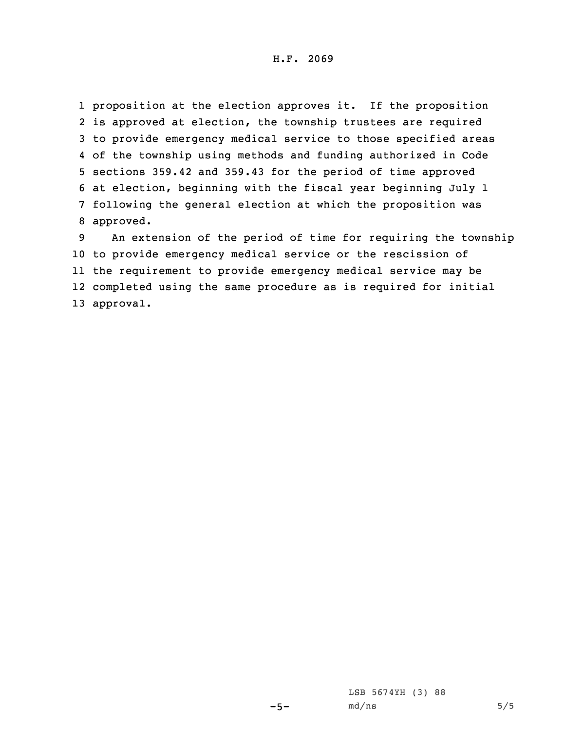proposition at the election approves it. If the proposition is approved at election, the township trustees are required to provide emergency medical service to those specified areas of the township using methods and funding authorized in Code sections 359.42 and 359.43 for the period of time approved at election, beginning with the fiscal year beginning July 1 following the general election at which the proposition was approved.

An extension of the period of time for requiring the township to provide emergency medical service or the rescission of the requirement to provide emergency medical service may be completed using the same procedure as is required for initial approval.